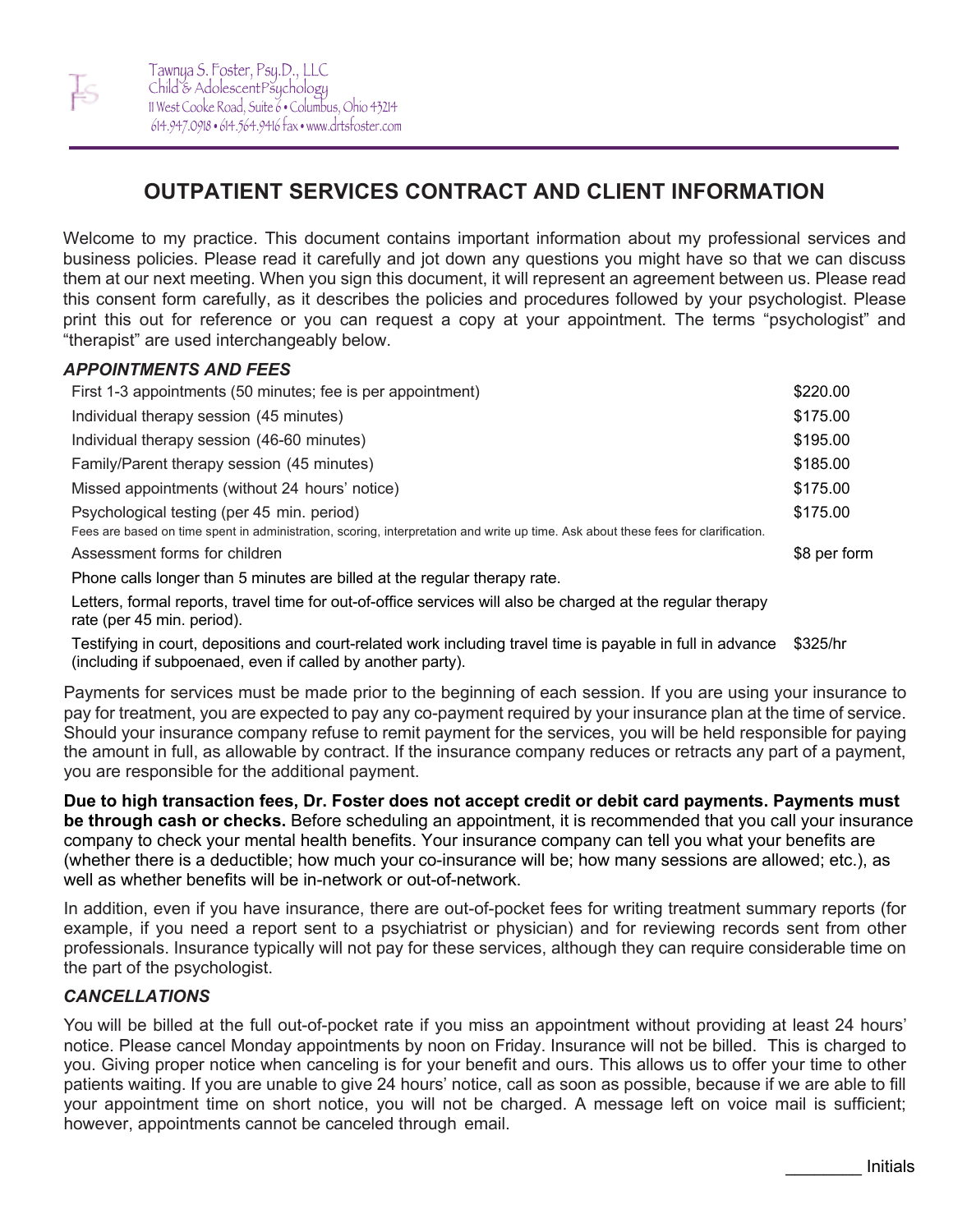Tawnya S. Foster, Psy.D., LLC
Child & Adolescent Psychology
11 West Cooke Road, Suite 6 • Columbus, Ohio 43214
614.947.0918 • 614.564.9416 fax • www.drtsfoster.com

# OUTPATIENT SERVICES CONTRACT AND CLIENT INFORMATION

Welcome to my practice. This document contains important information about my professional services and business policies. Please read it carefully and jot down any questions you might have so that we can discuss them at our next meeting. When you sign this document, it will represent an agreement between us. Please read this consent form carefully, as it describes the policies and procedures followed by your psychologist. Please print this out for reference or you can request a copy at your appointment. The terms "psychologist" and "therapist" are used interchangeably below.

### *APPOINTMENTS AND FEES*

| Service | Fee |
|---|---|
| First 1-3 appointments (50 minutes; fee is per appointment) | $220.00 |
| Individual therapy session (45 minutes) | $175.00 |
| Individual therapy session (46-60 minutes) | $195.00 |
| Family/Parent therapy session (45 minutes) | $185.00 |
| Missed appointments (without 24 hours' notice) | $175.00 |
| Psychological testing (per 45 min. period)<br>Fees are based on time spent in administration, scoring, interpretation and write up time. Ask about these fees for clarification. | $175.00 |
| Assessment forms for children | $8 per form |
| Phone calls longer than 5 minutes are billed at the regular therapy rate. | |
| Letters, formal reports, travel time for out-of-office services will also be charged at the regular therapy rate (per 45 min. period). | |
| Testifying in court, depositions and court-related work including travel time is payable in full in advance (including if subpoenaed, even if called by another party). | $325/hr |

Payments for services must be made prior to the beginning of each session. If you are using your insurance to pay for treatment, you are expected to pay any co-payment required by your insurance plan at the time of service. Should your insurance company refuse to remit payment for the services, you will be held responsible for paying the amount in full, as allowable by contract. If the insurance company reduces or retracts any part of a payment, you are responsible for the additional payment.

**Due to high transaction fees, Dr. Foster does not accept credit or debit card payments. Payments must be through cash or checks.** Before scheduling an appointment, it is recommended that you call your insurance company to check your mental health benefits. Your insurance company can tell you what your benefits are (whether there is a deductible; how much your co-insurance will be; how many sessions are allowed; etc.), as well as whether benefits will be in-network or out-of-network.

In addition, even if you have insurance, there are out-of-pocket fees for writing treatment summary reports (for example, if you need a report sent to a psychiatrist or physician) and for reviewing records sent from other professionals. Insurance typically will not pay for these services, although they can require considerable time on the part of the psychologist.

### *CANCELLATIONS*

You will be billed at the full out-of-pocket rate if you miss an appointment without providing at least 24 hours' notice. Please cancel Monday appointments by noon on Friday. Insurance will not be billed. This is charged to you. Giving proper notice when canceling is for your benefit and ours. This allows us to offer your time to other patients waiting. If you are unable to give 24 hours' notice, call as soon as possible, because if we are able to fill your appointment time on short notice, you will not be charged. A message left on voice mail is sufficient; however, appointments cannot be canceled through email.

________ Initials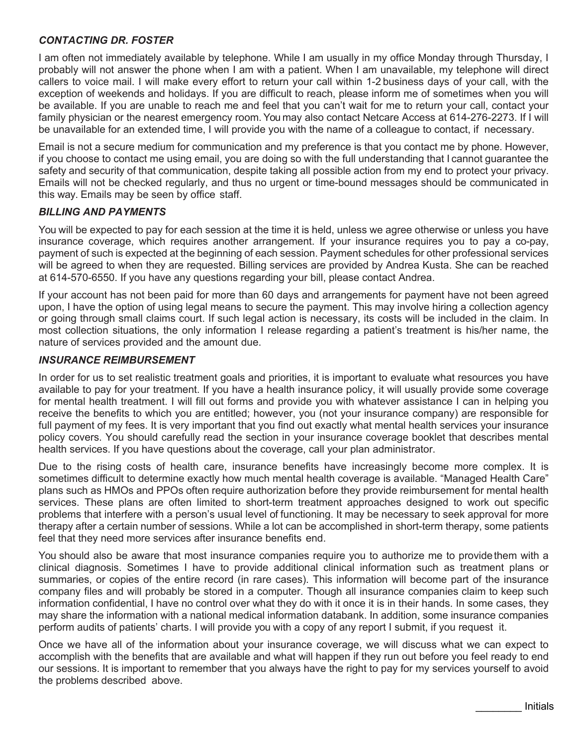### *CONTACTING DR. FOSTER*

I am often not immediately available by telephone. While I am usually in my office Monday through Thursday, I probably will not answer the phone when I am with a patient. When I am unavailable, my telephone will direct callers to voice mail. I will make every effort to return your call within 1-2 business days of your call, with the exception of weekends and holidays. If you are difficult to reach, please inform me of sometimes when you will be available. If you are unable to reach me and feel that you can't wait for me to return your call, contact your family physician or the nearest emergency room. You may also contact Netcare Access at 614-276-2273. If I will be unavailable for an extended time, I will provide you with the name of a colleague to contact, if necessary.

Email is not a secure medium for communication and my preference is that you contact me by phone. However, if you choose to contact me using email, you are doing so with the full understanding that I cannot guarantee the safety and security of that communication, despite taking all possible action from my end to protect your privacy. Emails will not be checked regularly, and thus no urgent or time-bound messages should be communicated in this way. Emails may be seen by office staff.

### *BILLING AND PAYMENTS*

You will be expected to pay for each session at the time it is held, unless we agree otherwise or unless you have insurance coverage, which requires another arrangement. If your insurance requires you to pay a co-pay, payment of such is expected at the beginning of each session. Payment schedules for other professional services will be agreed to when they are requested. Billing services are provided by Andrea Kusta. She can be reached at 614-570-6550. If you have any questions regarding your bill, please contact Andrea.

If your account has not been paid for more than 60 days and arrangements for payment have not been agreed upon, I have the option of using legal means to secure the payment. This may involve hiring a collection agency or going through small claims court. If such legal action is necessary, its costs will be included in the claim. In most collection situations, the only information I release regarding a patient's treatment is his/her name, the nature of services provided and the amount due.

### *INSURANCE REIMBURSEMENT*

In order for us to set realistic treatment goals and priorities, it is important to evaluate what resources you have available to pay for your treatment. If you have a health insurance policy, it will usually provide some coverage for mental health treatment. I will fill out forms and provide you with whatever assistance I can in helping you receive the benefits to which you are entitled; however, you (not your insurance company) are responsible for full payment of my fees. It is very important that you find out exactly what mental health services your insurance policy covers. You should carefully read the section in your insurance coverage booklet that describes mental health services. If you have questions about the coverage, call your plan administrator.

Due to the rising costs of health care, insurance benefits have increasingly become more complex. It is sometimes difficult to determine exactly how much mental health coverage is available. "Managed Health Care" plans such as HMOs and PPOs often require authorization before they provide reimbursement for mental health services. These plans are often limited to short-term treatment approaches designed to work out specific problems that interfere with a person's usual level of functioning. It may be necessary to seek approval for more therapy after a certain number of sessions. While a lot can be accomplished in short-term therapy, some patients feel that they need more services after insurance benefits end.

You should also be aware that most insurance companies require you to authorize me to provide them with a clinical diagnosis. Sometimes I have to provide additional clinical information such as treatment plans or summaries, or copies of the entire record (in rare cases). This information will become part of the insurance company files and will probably be stored in a computer. Though all insurance companies claim to keep such information confidential, I have no control over what they do with it once it is in their hands. In some cases, they may share the information with a national medical information databank. In addition, some insurance companies perform audits of patients' charts. I will provide you with a copy of any report I submit, if you request it.

Once we have all of the information about your insurance coverage, we will discuss what we can expect to accomplish with the benefits that are available and what will happen if they run out before you feel ready to end our sessions. It is important to remember that you always have the right to pay for my services yourself to avoid the problems described above.

________ Initials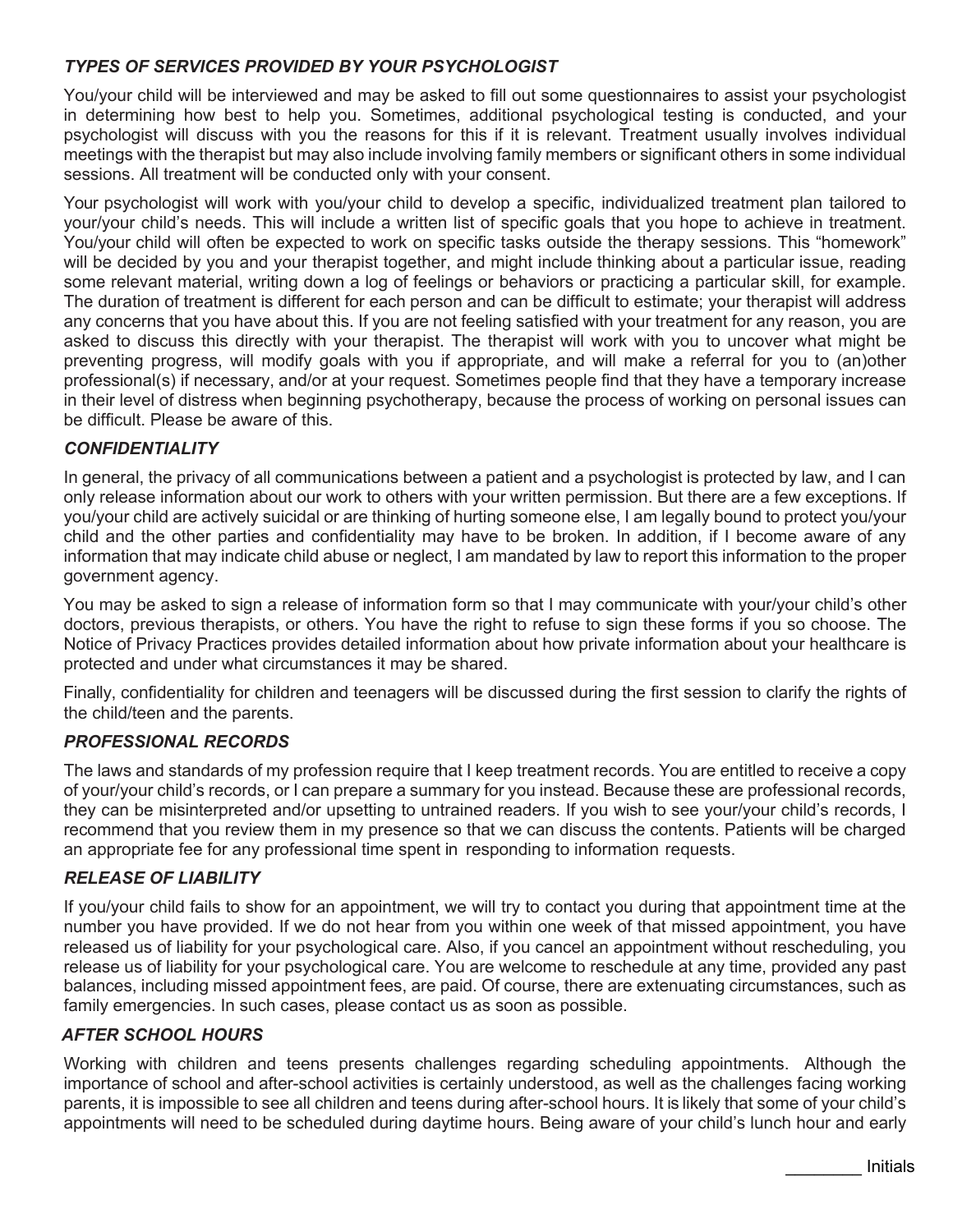### *TYPES OF SERVICES PROVIDED BY YOUR PSYCHOLOGIST*

You/your child will be interviewed and may be asked to fill out some questionnaires to assist your psychologist in determining how best to help you. Sometimes, additional psychological testing is conducted, and your psychologist will discuss with you the reasons for this if it is relevant. Treatment usually involves individual meetings with the therapist but may also include involving family members or significant others in some individual sessions. All treatment will be conducted only with your consent.

Your psychologist will work with you/your child to develop a specific, individualized treatment plan tailored to your/your child's needs. This will include a written list of specific goals that you hope to achieve in treatment. You/your child will often be expected to work on specific tasks outside the therapy sessions. This "homework" will be decided by you and your therapist together, and might include thinking about a particular issue, reading some relevant material, writing down a log of feelings or behaviors or practicing a particular skill, for example. The duration of treatment is different for each person and can be difficult to estimate; your therapist will address any concerns that you have about this. If you are not feeling satisfied with your treatment for any reason, you are asked to discuss this directly with your therapist. The therapist will work with you to uncover what might be preventing progress, will modify goals with you if appropriate, and will make a referral for you to (an)other professional(s) if necessary, and/or at your request. Sometimes people find that they have a temporary increase in their level of distress when beginning psychotherapy, because the process of working on personal issues can be difficult. Please be aware of this.

### *CONFIDENTIALITY*

In general, the privacy of all communications between a patient and a psychologist is protected by law, and I can only release information about our work to others with your written permission. But there are a few exceptions. If you/your child are actively suicidal or are thinking of hurting someone else, I am legally bound to protect you/your child and the other parties and confidentiality may have to be broken. In addition, if I become aware of any information that may indicate child abuse or neglect, I am mandated by law to report this information to the proper government agency.

You may be asked to sign a release of information form so that I may communicate with your/your child's other doctors, previous therapists, or others. You have the right to refuse to sign these forms if you so choose. The Notice of Privacy Practices provides detailed information about how private information about your healthcare is protected and under what circumstances it may be shared.

Finally, confidentiality for children and teenagers will be discussed during the first session to clarify the rights of the child/teen and the parents.

### *PROFESSIONAL RECORDS*

The laws and standards of my profession require that I keep treatment records. You are entitled to receive a copy of your/your child's records, or I can prepare a summary for you instead. Because these are professional records, they can be misinterpreted and/or upsetting to untrained readers. If you wish to see your/your child's records, I recommend that you review them in my presence so that we can discuss the contents. Patients will be charged an appropriate fee for any professional time spent in responding to information requests.

### *RELEASE OF LIABILITY*

If you/your child fails to show for an appointment, we will try to contact you during that appointment time at the number you have provided. If we do not hear from you within one week of that missed appointment, you have released us of liability for your psychological care. Also, if you cancel an appointment without rescheduling, you release us of liability for your psychological care. You are welcome to reschedule at any time, provided any past balances, including missed appointment fees, are paid. Of course, there are extenuating circumstances, such as family emergencies. In such cases, please contact us as soon as possible.

### *AFTER SCHOOL HOURS*

Working with children and teens presents challenges regarding scheduling appointments. Although the importance of school and after-school activities is certainly understood, as well as the challenges facing working parents, it is impossible to see all children and teens during after-school hours. It is likely that some of your child's appointments will need to be scheduled during daytime hours. Being aware of your child's lunch hour and early

________ Initials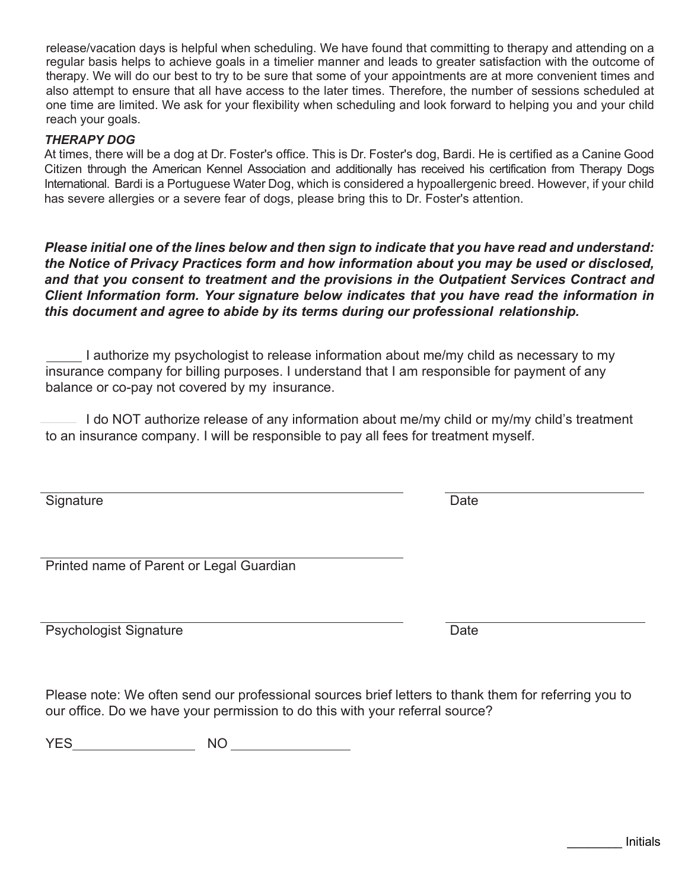release/vacation days is helpful when scheduling. We have found that committing to therapy and attending on a regular basis helps to achieve goals in a timelier manner and leads to greater satisfaction with the outcome of therapy. We will do our best to try to be sure that some of your appointments are at more convenient times and also attempt to ensure that all have access to the later times. Therefore, the number of sessions scheduled at one time are limited. We ask for your flexibility when scheduling and look forward to helping you and your child reach your goals.

***THERAPY DOG***

At times, there will be a dog at Dr. Foster's office. This is Dr. Foster's dog, Bardi. He is certified as a Canine Good Citizen through the American Kennel Association and additionally has received his certification from Therapy Dogs International. Bardi is a Portuguese Water Dog, which is considered a hypoallergenic breed. However, if your child has severe allergies or a severe fear of dogs, please bring this to Dr. Foster's attention.

***Please initial one of the lines below and then sign to indicate that you have read and understand: the Notice of Privacy Practices form and how information about you may be used or disclosed, and that you consent to treatment and the provisions in the Outpatient Services Contract and Client Information form. Your signature below indicates that you have read the information in this document and agree to abide by its terms during our professional relationship.***

_____ I authorize my psychologist to release information about me/my child as necessary to my insurance company for billing purposes. I understand that I am responsible for payment of any balance or co-pay not covered by my insurance.

_____ I do NOT authorize release of any information about me/my child or my/my child's treatment to an insurance company. I will be responsible to pay all fees for treatment myself.

______________________________ ______________
Signature Date

______________________________
Printed name of Parent or Legal Guardian

______________________________ ______________
Psychologist Signature Date

Please note: We often send our professional sources brief letters to thank them for referring you to our office. Do we have your permission to do this with your referral source?

YES_______________ NO _______________

________ Initials